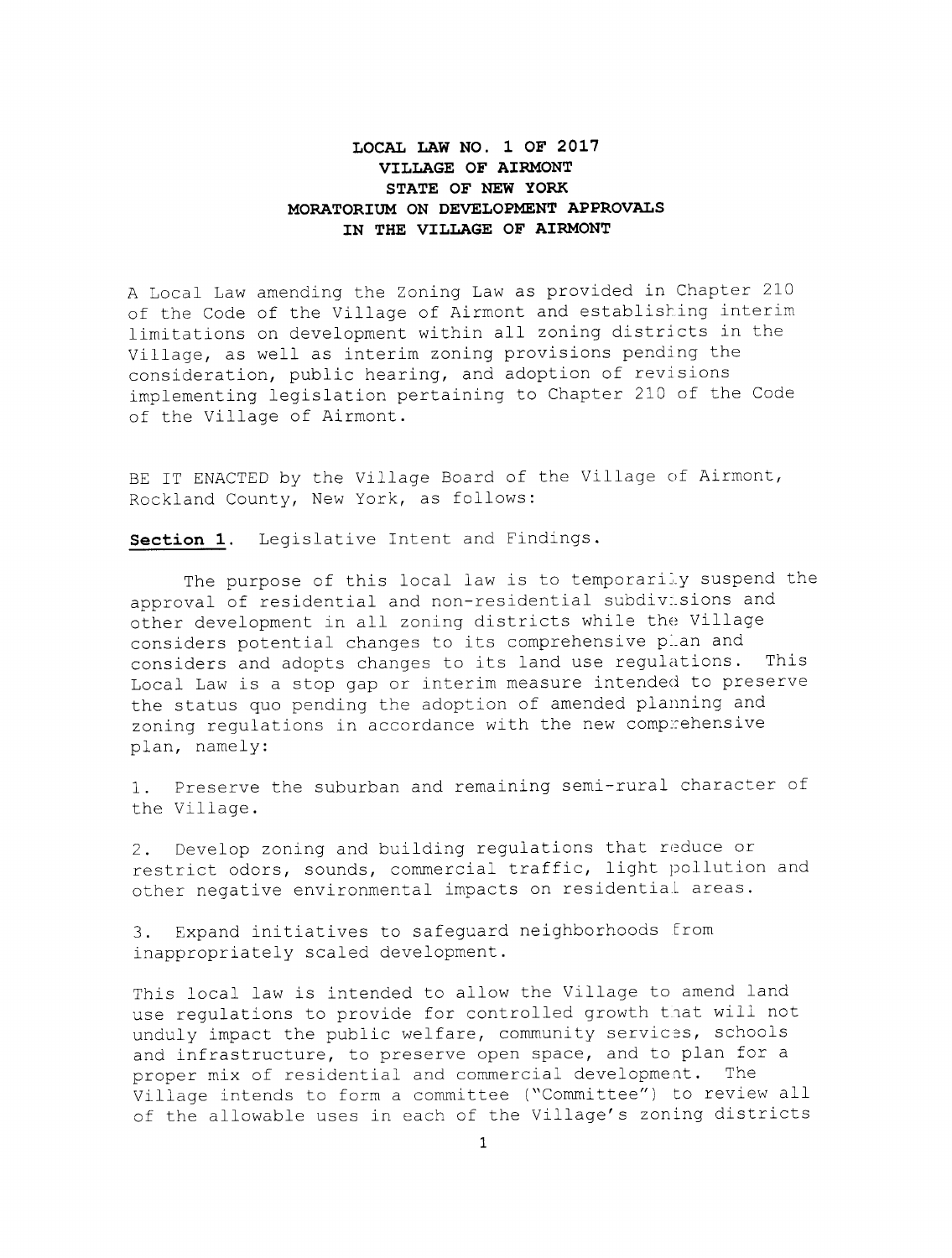# LOCAL LAW NO. 1 OF 2017
# VILLAGE OF AIRMONT
# STATE OF NEW YORK
# MORATORIUM ON DEVELOPMENT APPROVALS
# IN THE VILLAGE OF AIRMONT

A Local Law amending the Zoning Law as provided in Chapter 210 of the Code of the Village of Airmont and establishing interim limitations on development within all zoning districts in the Village, as well as interim zoning provisions pending the consideration, public hearing, and adoption of revisions implementing legislation pertaining to Chapter 210 of the Code of the Village of Airmont.

BE IT ENACTED by the Village Board of the Village of Airmont, Rockland County, New York, as follows:

**Section 1**. Legislative Intent and Findings.

The purpose of this local law is to temporarily suspend the approval of residential and non-residential subdivisions and other development in all zoning districts while the Village considers potential changes to its comprehensive plan and considers and adopts changes to its land use regulations. This Local Law is a stop gap or interim measure intended to preserve the status quo pending the adoption of amended planning and zoning regulations in accordance with the new comprehensive plan, namely:

1. Preserve the suburban and remaining semi-rural character of the Village.

2. Develop zoning and building regulations that reduce or restrict odors, sounds, commercial traffic, light pollution and other negative environmental impacts on residential areas.

3. Expand initiatives to safeguard neighborhoods from inappropriately scaled development.

This local law is intended to allow the Village to amend land use regulations to provide for controlled growth that will not unduly impact the public welfare, community services, schools and infrastructure, to preserve open space, and to plan for a proper mix of residential and commercial development. The Village intends to form a committee ("Committee") to review all of the allowable uses in each of the Village's zoning districts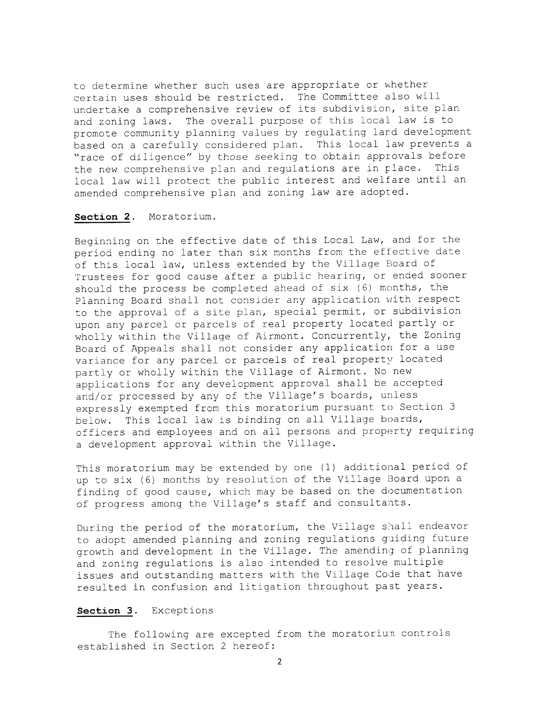to determine whether such uses are appropriate or whether certain uses should be restricted. The Committee also will undertake a comprehensive review of its subdivision, site plan and zoning laws. The overall purpose of this local law is to promote community planning values by regulating land development based on a carefully considered plan. This local law prevents a "race of diligence" by those seeking to obtain approvals before the new comprehensive plan and regulations are in place. This local law will protect the public interest and welfare until an amended comprehensive plan and zoning law are adopted.

**Section 2**. Moratorium.

Beginning on the effective date of this Local Law, and for the period ending no later than six months from the effective date of this local law, unless extended by the Village Board of Trustees for good cause after a public hearing, or ended sooner should the process be completed ahead of six (6) months, the Planning Board shall not consider any application with respect to the approval of a site plan, special permit, or subdivision upon any parcel or parcels of real property located partly or wholly within the Village of Airmont. Concurrently, the Zoning Board of Appeals shall not consider any application for a use variance for any parcel or parcels of real property located partly or wholly within the Village of Airmont. No new applications for any development approval shall be accepted and/or processed by any of the Village's boards, unless expressly exempted from this moratorium pursuant to Section 3 below. This local law is binding on all Village boards, officers and employees and on all persons and property requiring a development approval within the Village.

This moratorium may be extended by one (1) additional period of up to six (6) months by resolution of the Village Board upon a finding of good cause, which may be based on the documentation of progress among the Village's staff and consultants.

During the period of the moratorium, the Village shall endeavor to adopt amended planning and zoning regulations guiding future growth and development in the Village. The amending of planning and zoning regulations is also intended to resolve multiple issues and outstanding matters with the Village Code that have resulted in confusion and litigation throughout past years.

**Section 3**. Exceptions

The following are excepted from the moratorium controls established in Section 2 hereof: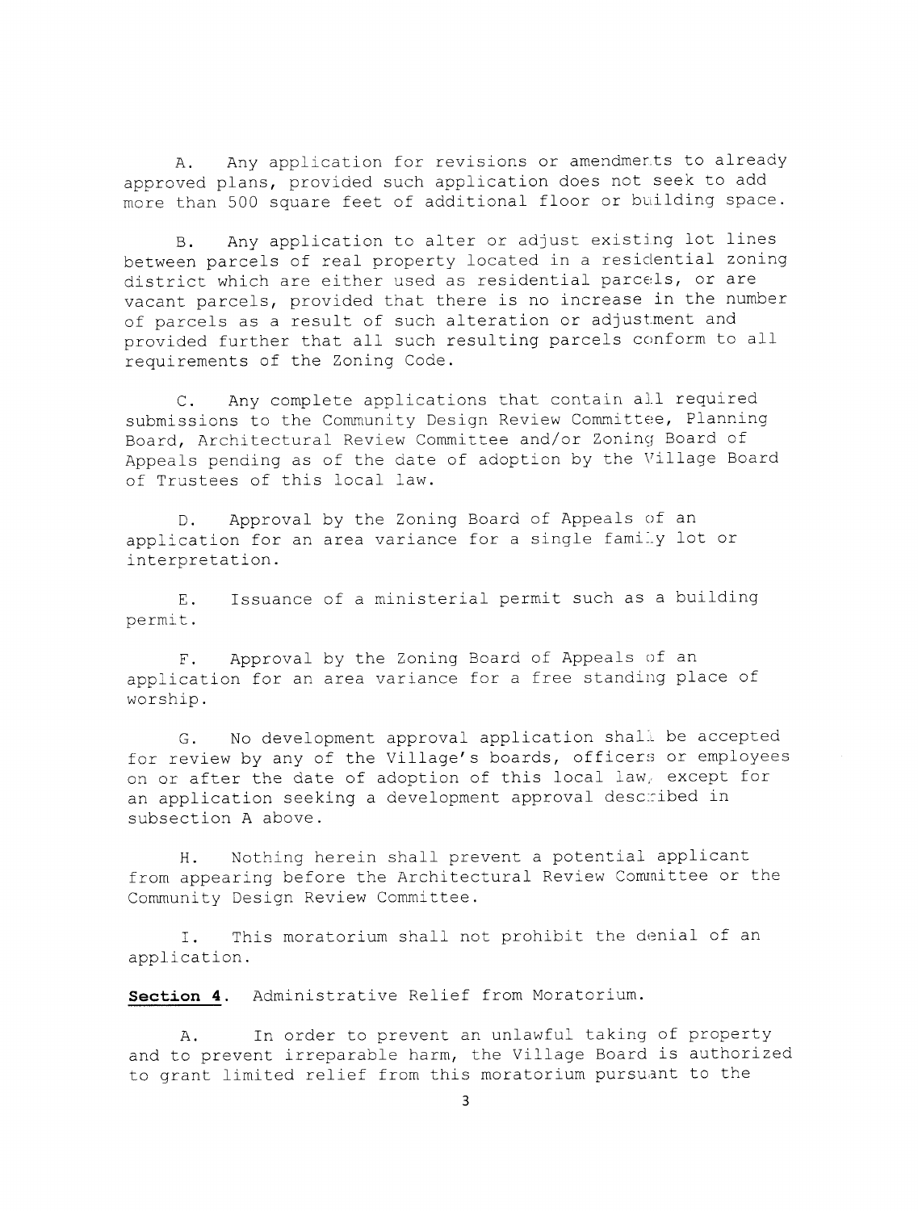A. Any application for revisions or amendments to already approved plans, provided such application does not seek to add more than 500 square feet of additional floor or building space.

B. Any application to alter or adjust existing lot lines between parcels of real property located in a residential zoning district which are either used as residential parcels, or are vacant parcels, provided that there is no increase in the number of parcels as a result of such alteration or adjustment and provided further that all such resulting parcels conform to all requirements of the Zoning Code.

C. Any complete applications that contain all required submissions to the Community Design Review Committee, Planning Board, Architectural Review Committee and/or Zoning Board of Appeals pending as of the date of adoption by the Village Board of Trustees of this local law.

D. Approval by the Zoning Board of Appeals of an application for an area variance for a single family lot or interpretation.

E. Issuance of a ministerial permit such as a building permit.

F. Approval by the Zoning Board of Appeals of an application for an area variance for a free standing place of worship.

G. No development approval application shall be accepted for review by any of the Village's boards, officers or employees on or after the date of adoption of this local law, except for an application seeking a development approval described in subsection A above.

H. Nothing herein shall prevent a potential applicant from appearing before the Architectural Review Committee or the Community Design Review Committee.

I. This moratorium shall not prohibit the denial of an application.

**Section 4**. Administrative Relief from Moratorium.

A. In order to prevent an unlawful taking of property and to prevent irreparable harm, the Village Board is authorized to grant limited relief from this moratorium pursuant to the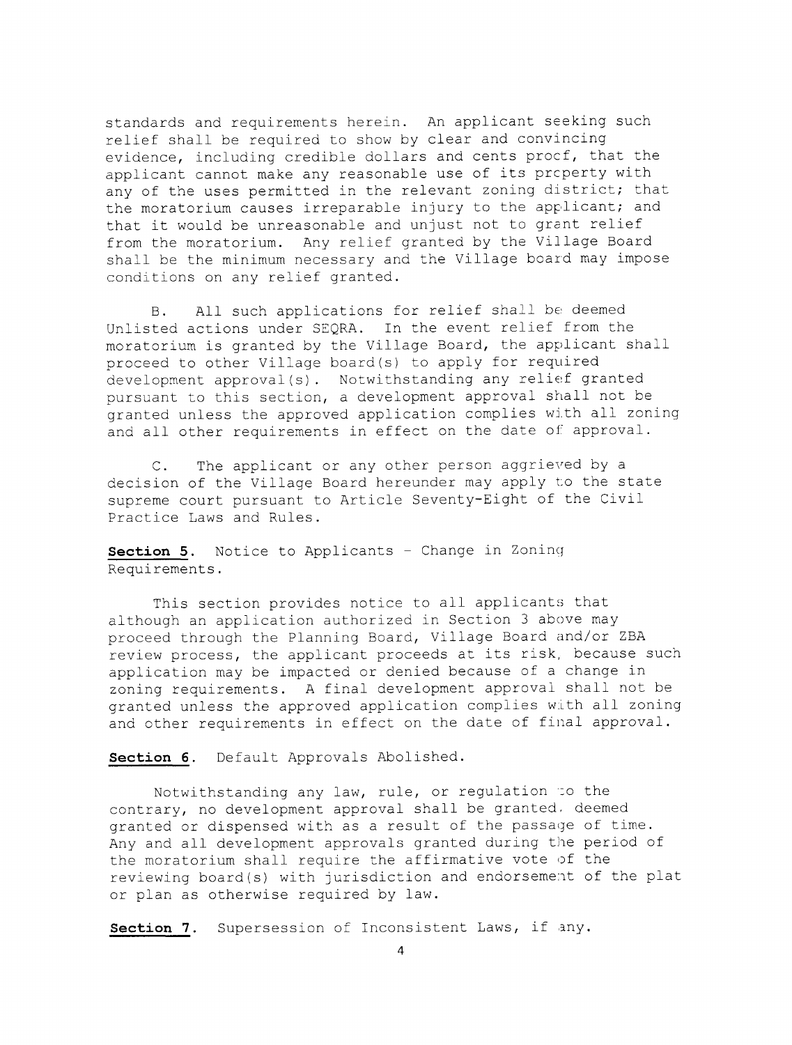standards and requirements herein. An applicant seeking such relief shall be required to show by clear and convincing evidence, including credible dollars and cents proof, that the applicant cannot make any reasonable use of its property with any of the uses permitted in the relevant zoning district; that the moratorium causes irreparable injury to the applicant; and that it would be unreasonable and unjust not to grant relief from the moratorium. Any relief granted by the Village Board shall be the minimum necessary and the Village board may impose conditions on any relief granted.

B. All such applications for relief shall be deemed Unlisted actions under SEQRA. In the event relief from the moratorium is granted by the Village Board, the applicant shall proceed to other Village board(s) to apply for required development approval(s). Notwithstanding any relief granted pursuant to this section, a development approval shall not be granted unless the approved application complies with all zoning and all other requirements in effect on the date of approval.

C. The applicant or any other person aggrieved by a decision of the Village Board hereunder may apply to the state supreme court pursuant to Article Seventy-Eight of the Civil Practice Laws and Rules.

**Section 5**. Notice to Applicants - Change in Zoning Requirements.

This section provides notice to all applicants that although an application authorized in Section 3 above may proceed through the Planning Board, Village Board and/or ZBA review process, the applicant proceeds at its risk, because such application may be impacted or denied because of a change in zoning requirements. A final development approval shall not be granted unless the approved application complies with all zoning and other requirements in effect on the date of final approval.

**Section 6**. Default Approvals Abolished.

Notwithstanding any law, rule, or regulation to the contrary, no development approval shall be granted, deemed granted or dispensed with as a result of the passage of time. Any and all development approvals granted during the period of the moratorium shall require the affirmative vote of the reviewing board(s) with jurisdiction and endorsement of the plat or plan as otherwise required by law.

**Section 7**. Supersession of Inconsistent Laws, if any.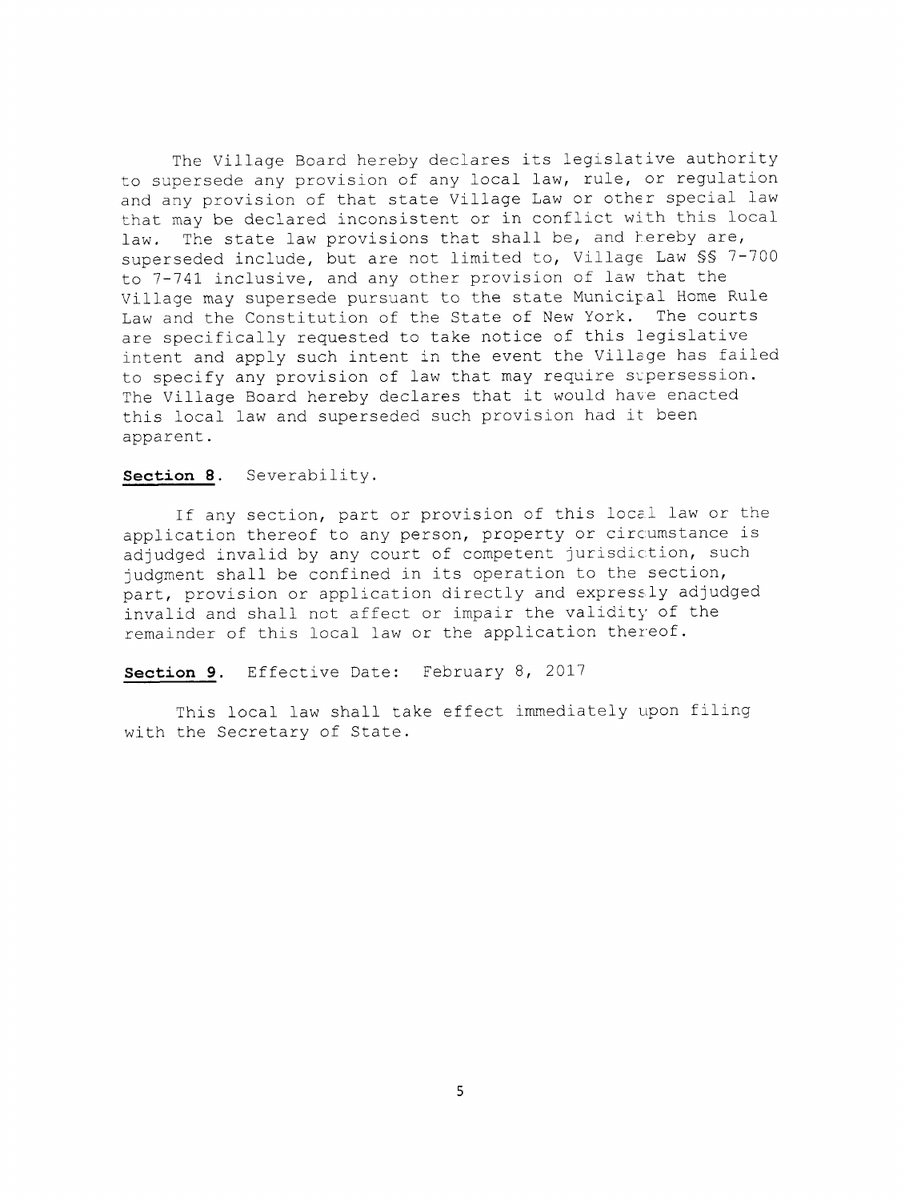The Village Board hereby declares its legislative authority to supersede any provision of any local law, rule, or regulation and any provision of that state Village Law or other special law that may be declared inconsistent or in conflict with this local law. The state law provisions that shall be, and hereby are, superseded include, but are not limited to, Village Law §§ 7-700 to 7-741 inclusive, and any other provision of law that the Village may supersede pursuant to the state Municipal Home Rule Law and the Constitution of the State of New York. The courts are specifically requested to take notice of this legislative intent and apply such intent in the event the Village has failed to specify any provision of law that may require supersession. The Village Board hereby declares that it would have enacted this local law and superseded such provision had it been apparent.

**Section 8**. Severability.

If any section, part or provision of this local law or the application thereof to any person, property or circumstance is adjudged invalid by any court of competent jurisdiction, such judgment shall be confined in its operation to the section, part, provision or application directly and expressly adjudged invalid and shall not affect or impair the validity of the remainder of this local law or the application thereof.

**Section 9**. Effective Date: February 8, 2017

This local law shall take effect immediately upon filing with the Secretary of State.